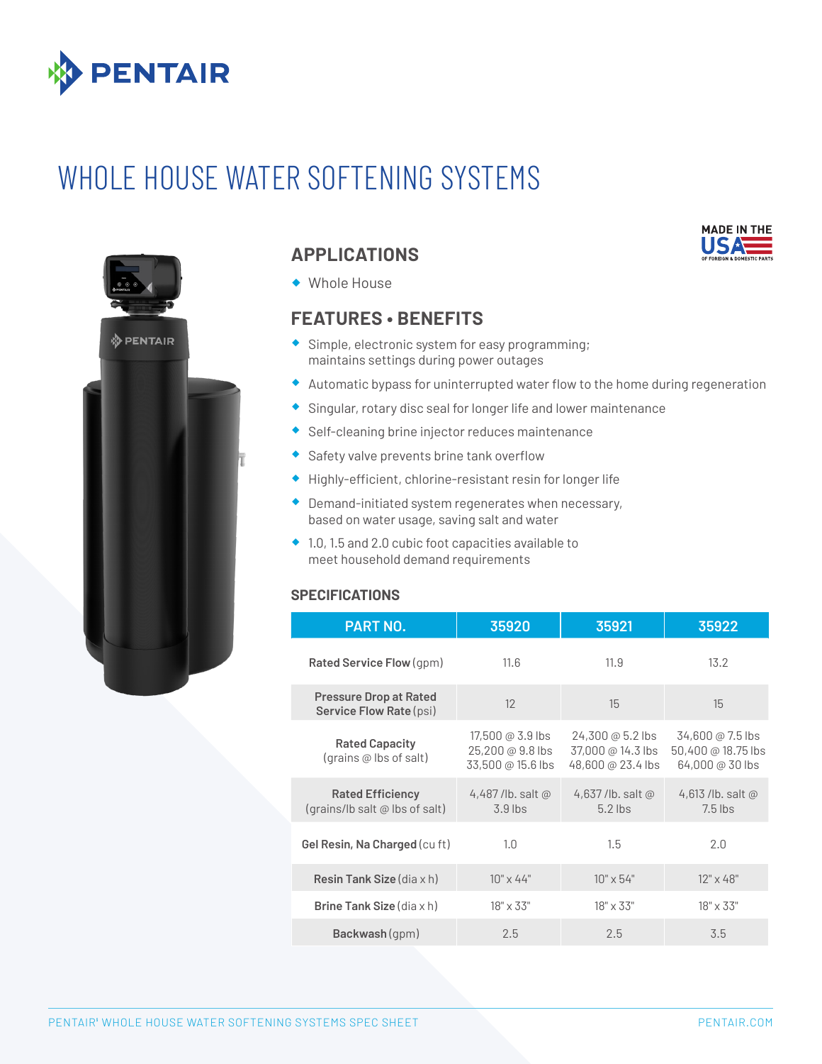PENTAIR

# WHOLE HOUSE WATER SOFTENING SYSTEMS

MADE IN THE USA OF FOREIGN & DOMESTIC PARTS

## APPLICATIONS

- Whole House

## FEATURES • BENEFITS

- Simple, electronic system for easy programming; maintains settings during power outages
- Automatic bypass for uninterrupted water flow to the home during regeneration
- Singular, rotary disc seal for longer life and lower maintenance
- Self-cleaning brine injector reduces maintenance
- Safety valve prevents brine tank overflow
- Highly-efficient, chlorine-resistant resin for longer life
- Demand-initiated system regenerates when necessary, based on water usage, saving salt and water
- 1.0, 1.5 and 2.0 cubic foot capacities available to meet household demand requirements

### SPECIFICATIONS

| PART NO. | 35920 | 35921 | 35922 |
|---|---|---|---|
| **Rated Service Flow** (gpm) | 11.6 | 11.9 | 13.2 |
| **Pressure Drop at Rated Service Flow Rate** (psi) | 12 | 15 | 15 |
| **Rated Capacity** (grains @ lbs of salt) | 17,500 @ 3.9 lbs<br>25,200 @ 9.8 lbs<br>33,500 @ 15.6 lbs | 24,300 @ 5.2 lbs<br>37,000 @ 14.3 lbs<br>48,600 @ 23.4 lbs | 34,600 @ 7.5 lbs<br>50,400 @ 18.75 lbs<br>64,000 @ 30 lbs |
| **Rated Efficiency** (grains/lb salt @ lbs of salt) | 4,487 /lb. salt @ 3.9 lbs | 4,637 /lb. salt @ 5.2 lbs | 4,613 /lb. salt @ 7.5 lbs |
| **Gel Resin, Na Charged** (cu ft) | 1.0 | 1.5 | 2.0 |
| **Resin Tank Size** (dia x h) | 10" x 44" | 10" x 54" | 12" x 48" |
| **Brine Tank Size** (dia x h) | 18" x 33" | 18" x 33" | 18" x 33" |
| **Backwash** (gpm) | 2.5 | 2.5 | 3.5 |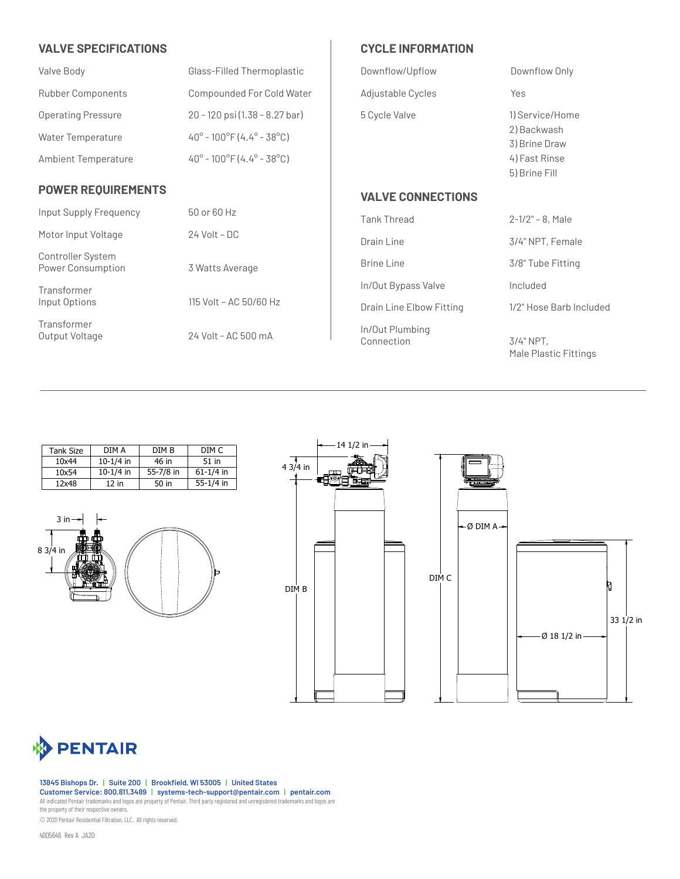## VALVE SPECIFICATIONS

| | |
|---|---|
| Valve Body | Glass-Filled Thermoplastic |
| Rubber Components | Compounded For Cold Water |
| Operating Pressure | 20 - 120 psi (1.38 - 8.27 bar) |
| Water Temperature | 40° - 100°F (4.4° - 38°C) |
| Ambient Temperature | 40° - 100°F (4.4° - 38°C) |

## POWER REQUIREMENTS

| | |
|---|---|
| Input Supply Frequency | 50 or 60 Hz |
| Motor Input Voltage | 24 Volt – DC |
| Controller System Power Consumption | 3 Watts Average |
| Transformer Input Options | 115 Volt – AC 50/60 Hz |
| Transformer Output Voltage | 24 Volt - AC 500 mA |

## CYCLE INFORMATION

| | |
|---|---|
| Downflow/Upflow | Downflow Only |
| Adjustable Cycles | Yes |
| 5 Cycle Valve | 1) Service/Home<br>2) Backwash<br>3) Brine Draw<br>4) Fast Rinse<br>5) Brine Fill |

## VALVE CONNECTIONS

| | |
|---|---|
| Tank Thread | 2-1/2" – 8, Male |
| Drain Line | 3/4" NPT, Female |
| Brine Line | 3/8" Tube Fitting |
| In/Out Bypass Valve | Included |
| Drain Line Elbow Fitting | 1/2" Hose Barb Included |
| In/Out Plumbing Connection | 3/4" NPT, Male Plastic Fittings |

| Tank Size | DIM A | DIM B | DIM C |
|---|---|---|---|
| 10x44 | 10-1/4 in | 46 in | 51 in |
| 10x54 | 10-1/4 in | 55-7/8 in | 61-1/4 in |
| 12x48 | 12 in | 50 in | 55-1/4 in |

3 in

8 3/4 in

14 1/2 in

4 3/4 in

DIM B

DIM C

Ø DIM A

Ø 18 1/2 in

33 1/2 in

**PENTAIR**

**13845 Bishops Dr. | Suite 200 | Brookfield, WI 53005 | United States**
**Customer Service: 800.811.3489 | systems-tech-support@pentair.com | pentair.com**
All indicated Pentair trademarks and logos are property of Pentair. Third party registered and unregistered trademarks and logos are the property of their respective owners.
© 2020 Pentair Residential Filtration, LLC. All rights reserved.

4005646 Rev A JA20